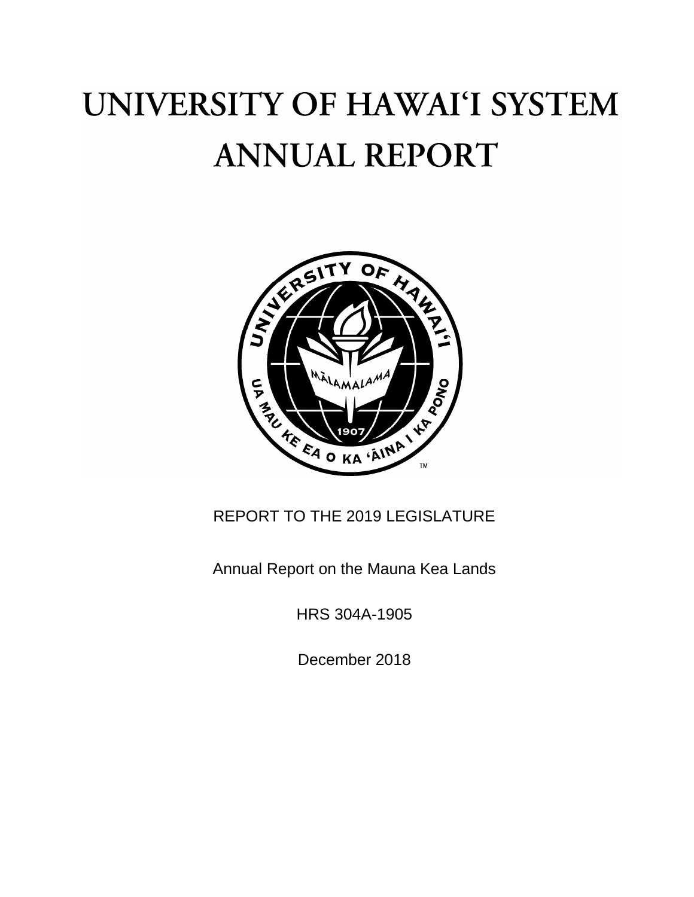# UNIVERSITY OF HAWAI'I SYSTEM ANNUAL REPORT

REPORT TO THE 2019 LEGISLATURE

Annual Report on the Mauna Kea Lands

HRS 304A-1905

December 2018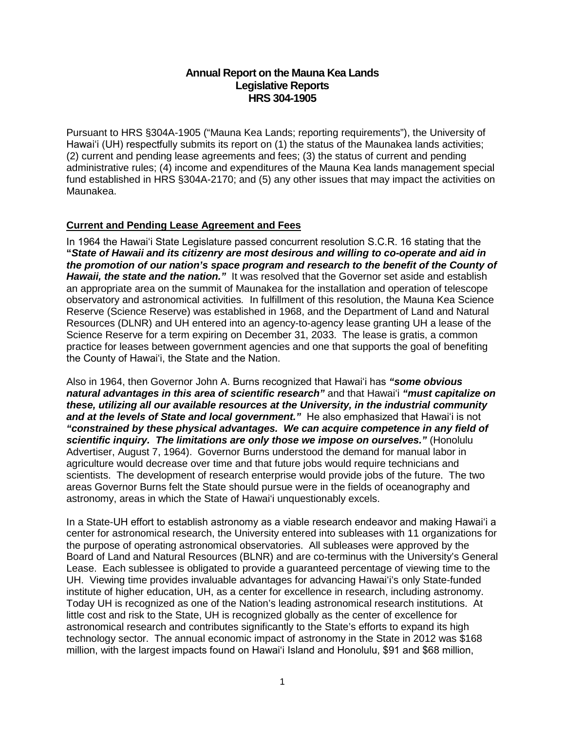# Annual Report on the Mauna Kea Lands
## Legislative Reports
## HRS 304-1905

Pursuant to HRS §304A-1905 ("Mauna Kea Lands; reporting requirements"), the University of Hawaiʻi (UH) respectfully submits its report on (1) the status of the Maunakea lands activities; (2) current and pending lease agreements and fees; (3) the status of current and pending administrative rules; (4) income and expenditures of the Mauna Kea lands management special fund established in HRS §304A-2170; and (5) any other issues that may impact the activities on Maunakea.

**Current and Pending Lease Agreement and Fees**

In 1964 the Hawaiʻi State Legislature passed concurrent resolution S.C.R. 16 stating that the ***"State of Hawaii and its citizenry are most desirous and willing to co-operate and aid in the promotion of our nation's space program and research to the benefit of the County of Hawaii, the state and the nation."*** It was resolved that the Governor set aside and establish an appropriate area on the summit of Maunakea for the installation and operation of telescope observatory and astronomical activities. In fulfillment of this resolution, the Mauna Kea Science Reserve (Science Reserve) was established in 1968, and the Department of Land and Natural Resources (DLNR) and UH entered into an agency-to-agency lease granting UH a lease of the Science Reserve for a term expiring on December 31, 2033. The lease is gratis, a common practice for leases between government agencies and one that supports the goal of benefiting the County of Hawaiʻi, the State and the Nation.

Also in 1964, then Governor John A. Burns recognized that Hawaiʻi has ***"some obvious natural advantages in this area of scientific research"*** and that Hawaiʻi ***"must capitalize on these, utilizing all our available resources at the University, in the industrial community and at the levels of State and local government."*** He also emphasized that Hawaiʻi is not ***"constrained by these physical advantages. We can acquire competence in any field of scientific inquiry. The limitations are only those we impose on ourselves."*** (Honolulu Advertiser, August 7, 1964). Governor Burns understood the demand for manual labor in agriculture would decrease over time and that future jobs would require technicians and scientists. The development of research enterprise would provide jobs of the future. The two areas Governor Burns felt the State should pursue were in the fields of oceanography and astronomy, areas in which the State of Hawaiʻi unquestionably excels.

In a State-UH effort to establish astronomy as a viable research endeavor and making Hawaiʻi a center for astronomical research, the University entered into subleases with 11 organizations for the purpose of operating astronomical observatories. All subleases were approved by the Board of Land and Natural Resources (BLNR) and are co-terminus with the University's General Lease. Each sublessee is obligated to provide a guaranteed percentage of viewing time to the UH. Viewing time provides invaluable advantages for advancing Hawaiʻi's only State-funded institute of higher education, UH, as a center for excellence in research, including astronomy. Today UH is recognized as one of the Nation's leading astronomical research institutions. At little cost and risk to the State, UH is recognized globally as the center of excellence for astronomical research and contributes significantly to the State's efforts to expand its high technology sector. The annual economic impact of astronomy in the State in 2012 was $168 million, with the largest impacts found on Hawaiʻi Island and Honolulu, $91 and $68 million,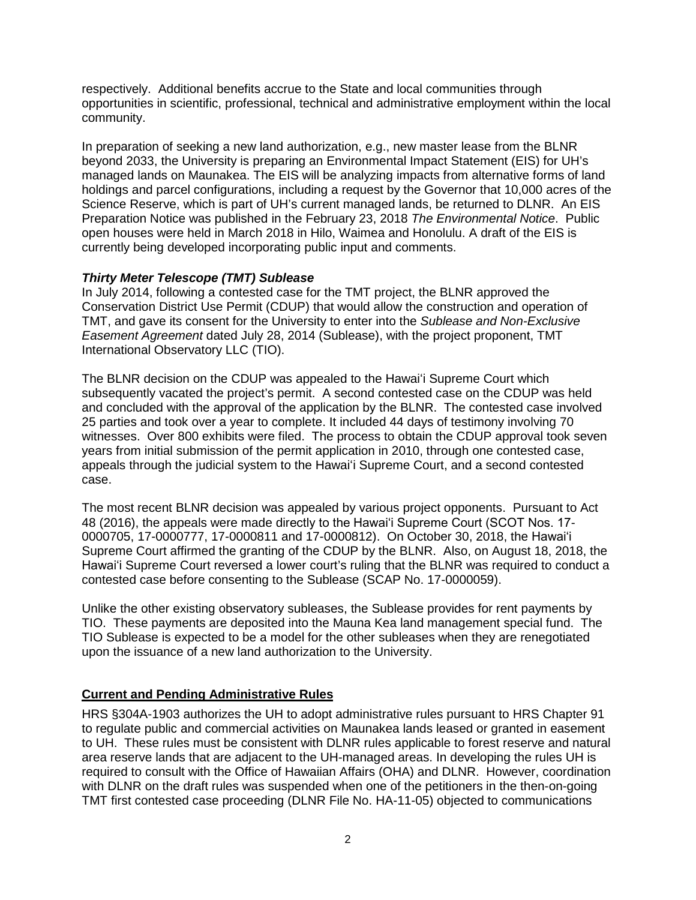respectively. Additional benefits accrue to the State and local communities through opportunities in scientific, professional, technical and administrative employment within the local community.

In preparation of seeking a new land authorization, e.g., new master lease from the BLNR beyond 2033, the University is preparing an Environmental Impact Statement (EIS) for UH's managed lands on Maunakea. The EIS will be analyzing impacts from alternative forms of land holdings and parcel configurations, including a request by the Governor that 10,000 acres of the Science Reserve, which is part of UH's current managed lands, be returned to DLNR. An EIS Preparation Notice was published in the February 23, 2018 *The Environmental Notice*. Public open houses were held in March 2018 in Hilo, Waimea and Honolulu. A draft of the EIS is currently being developed incorporating public input and comments.

***Thirty Meter Telescope (TMT) Sublease***

In July 2014, following a contested case for the TMT project, the BLNR approved the Conservation District Use Permit (CDUP) that would allow the construction and operation of TMT, and gave its consent for the University to enter into the *Sublease and Non-Exclusive Easement Agreement* dated July 28, 2014 (Sublease), with the project proponent, TMT International Observatory LLC (TIO).

The BLNR decision on the CDUP was appealed to the Hawaiʻi Supreme Court which subsequently vacated the project's permit. A second contested case on the CDUP was held and concluded with the approval of the application by the BLNR. The contested case involved 25 parties and took over a year to complete. It included 44 days of testimony involving 70 witnesses. Over 800 exhibits were filed. The process to obtain the CDUP approval took seven years from initial submission of the permit application in 2010, through one contested case, appeals through the judicial system to the Hawaiʻi Supreme Court, and a second contested case.

The most recent BLNR decision was appealed by various project opponents. Pursuant to Act 48 (2016), the appeals were made directly to the Hawaiʻi Supreme Court (SCOT Nos. 17-0000705, 17-0000777, 17-0000811 and 17-0000812). On October 30, 2018, the Hawaiʻi Supreme Court affirmed the granting of the CDUP by the BLNR. Also, on August 18, 2018, the Hawaiʻi Supreme Court reversed a lower court's ruling that the BLNR was required to conduct a contested case before consenting to the Sublease (SCAP No. 17-0000059).

Unlike the other existing observatory subleases, the Sublease provides for rent payments by TIO. These payments are deposited into the Mauna Kea land management special fund. The TIO Sublease is expected to be a model for the other subleases when they are renegotiated upon the issuance of a new land authorization to the University.

## Current and Pending Administrative Rules

HRS §304A-1903 authorizes the UH to adopt administrative rules pursuant to HRS Chapter 91 to regulate public and commercial activities on Maunakea lands leased or granted in easement to UH. These rules must be consistent with DLNR rules applicable to forest reserve and natural area reserve lands that are adjacent to the UH-managed areas. In developing the rules UH is required to consult with the Office of Hawaiian Affairs (OHA) and DLNR. However, coordination with DLNR on the draft rules was suspended when one of the petitioners in the then-on-going TMT first contested case proceeding (DLNR File No. HA-11-05) objected to communications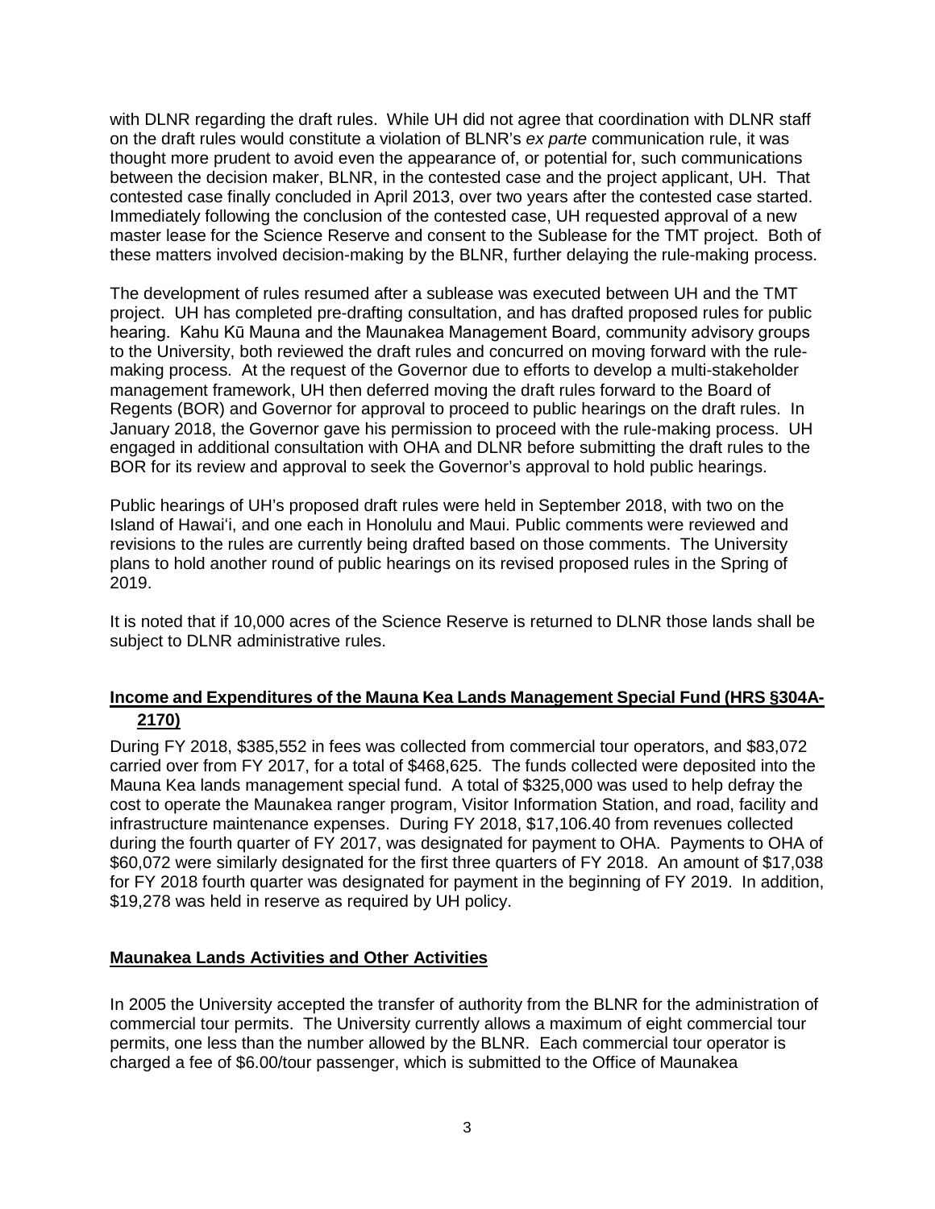with DLNR regarding the draft rules. While UH did not agree that coordination with DLNR staff on the draft rules would constitute a violation of BLNR's *ex parte* communication rule, it was thought more prudent to avoid even the appearance of, or potential for, such communications between the decision maker, BLNR, in the contested case and the project applicant, UH. That contested case finally concluded in April 2013, over two years after the contested case started. Immediately following the conclusion of the contested case, UH requested approval of a new master lease for the Science Reserve and consent to the Sublease for the TMT project. Both of these matters involved decision-making by the BLNR, further delaying the rule-making process.

The development of rules resumed after a sublease was executed between UH and the TMT project. UH has completed pre-drafting consultation, and has drafted proposed rules for public hearing. Kahu Kū Mauna and the Maunakea Management Board, community advisory groups to the University, both reviewed the draft rules and concurred on moving forward with the rule-making process. At the request of the Governor due to efforts to develop a multi-stakeholder management framework, UH then deferred moving the draft rules forward to the Board of Regents (BOR) and Governor for approval to proceed to public hearings on the draft rules. In January 2018, the Governor gave his permission to proceed with the rule-making process. UH engaged in additional consultation with OHA and DLNR before submitting the draft rules to the BOR for its review and approval to seek the Governor's approval to hold public hearings.

Public hearings of UH's proposed draft rules were held in September 2018, with two on the Island of Hawaiʻi, and one each in Honolulu and Maui. Public comments were reviewed and revisions to the rules are currently being drafted based on those comments. The University plans to hold another round of public hearings on its revised proposed rules in the Spring of 2019.

It is noted that if 10,000 acres of the Science Reserve is returned to DLNR those lands shall be subject to DLNR administrative rules.

## Income and Expenditures of the Mauna Kea Lands Management Special Fund (HRS §304A-2170)

During FY 2018, $385,552 in fees was collected from commercial tour operators, and $83,072 carried over from FY 2017, for a total of $468,625. The funds collected were deposited into the Mauna Kea lands management special fund. A total of $325,000 was used to help defray the cost to operate the Maunakea ranger program, Visitor Information Station, and road, facility and infrastructure maintenance expenses. During FY 2018, $17,106.40 from revenues collected during the fourth quarter of FY 2017, was designated for payment to OHA. Payments to OHA of $60,072 were similarly designated for the first three quarters of FY 2018. An amount of $17,038 for FY 2018 fourth quarter was designated for payment in the beginning of FY 2019. In addition, $19,278 was held in reserve as required by UH policy.

## Maunakea Lands Activities and Other Activities

In 2005 the University accepted the transfer of authority from the BLNR for the administration of commercial tour permits. The University currently allows a maximum of eight commercial tour permits, one less than the number allowed by the BLNR. Each commercial tour operator is charged a fee of $6.00/tour passenger, which is submitted to the Office of Maunakea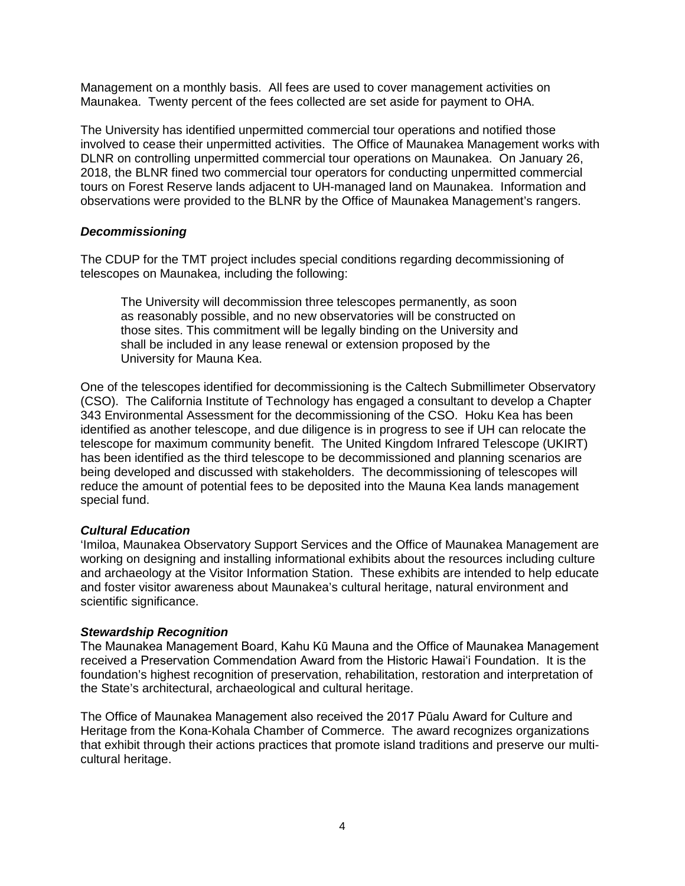Management on a monthly basis. All fees are used to cover management activities on Maunakea. Twenty percent of the fees collected are set aside for payment to OHA.

The University has identified unpermitted commercial tour operations and notified those involved to cease their unpermitted activities. The Office of Maunakea Management works with DLNR on controlling unpermitted commercial tour operations on Maunakea. On January 26, 2018, the BLNR fined two commercial tour operators for conducting unpermitted commercial tours on Forest Reserve lands adjacent to UH-managed land on Maunakea. Information and observations were provided to the BLNR by the Office of Maunakea Management's rangers.

***Decommissioning***

The CDUP for the TMT project includes special conditions regarding decommissioning of telescopes on Maunakea, including the following:

> The University will decommission three telescopes permanently, as soon as reasonably possible, and no new observatories will be constructed on those sites. This commitment will be legally binding on the University and shall be included in any lease renewal or extension proposed by the University for Mauna Kea.

One of the telescopes identified for decommissioning is the Caltech Submillimeter Observatory (CSO). The California Institute of Technology has engaged a consultant to develop a Chapter 343 Environmental Assessment for the decommissioning of the CSO. Hoku Kea has been identified as another telescope, and due diligence is in progress to see if UH can relocate the telescope for maximum community benefit. The United Kingdom Infrared Telescope (UKIRT) has been identified as the third telescope to be decommissioned and planning scenarios are being developed and discussed with stakeholders. The decommissioning of telescopes will reduce the amount of potential fees to be deposited into the Mauna Kea lands management special fund.

***Cultural Education***

ʻImiloa, Maunakea Observatory Support Services and the Office of Maunakea Management are working on designing and installing informational exhibits about the resources including culture and archaeology at the Visitor Information Station. These exhibits are intended to help educate and foster visitor awareness about Maunakea's cultural heritage, natural environment and scientific significance.

***Stewardship Recognition***

The Maunakea Management Board, Kahu Kū Mauna and the Office of Maunakea Management received a Preservation Commendation Award from the Historic Hawaiʻi Foundation. It is the foundation's highest recognition of preservation, rehabilitation, restoration and interpretation of the State's architectural, archaeological and cultural heritage.

The Office of Maunakea Management also received the 2017 Pūalu Award for Culture and Heritage from the Kona-Kohala Chamber of Commerce. The award recognizes organizations that exhibit through their actions practices that promote island traditions and preserve our multi-cultural heritage.